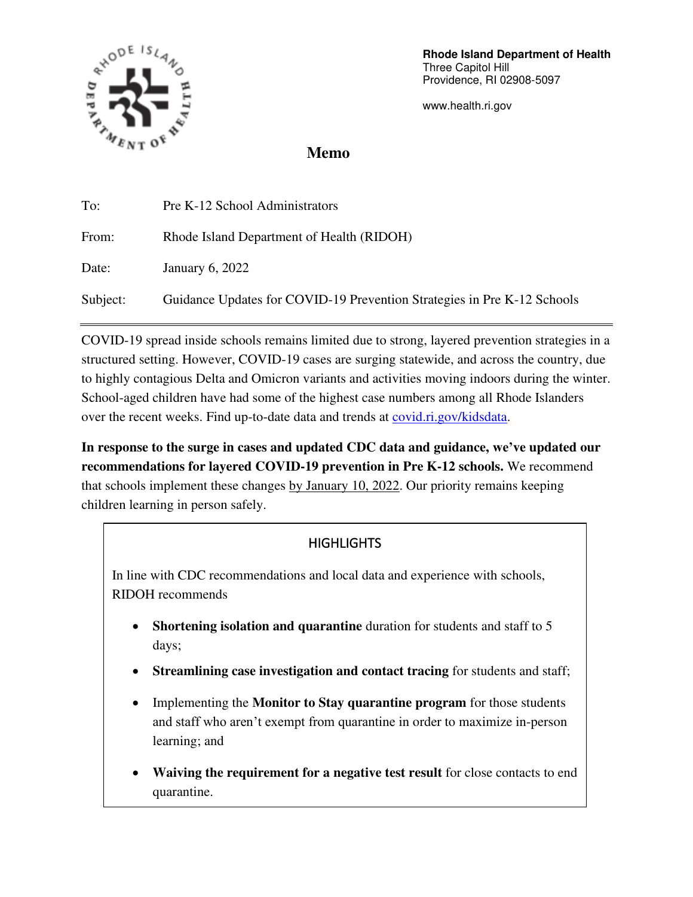**Rhode Island Department of Health**
Three Capitol Hill
Providence, RI 02908-5097

www.health.ri.gov

# Memo

| | |
|---|---|
| To: | Pre K-12 School Administrators |
| From: | Rhode Island Department of Health (RIDOH) |
| Date: | January 6, 2022 |
| Subject: | Guidance Updates for COVID-19 Prevention Strategies in Pre K-12 Schools |

---

COVID-19 spread inside schools remains limited due to strong, layered prevention strategies in a structured setting. However, COVID-19 cases are surging statewide, and across the country, due to highly contagious Delta and Omicron variants and activities moving indoors during the winter. School-aged children have had some of the highest case numbers among all Rhode Islanders over the recent weeks. Find up-to-date data and trends at [covid.ri.gov/kidsdata](covid.ri.gov/kidsdata).

**In response to the surge in cases and updated CDC data and guidance, we've updated our recommendations for layered COVID-19 prevention in Pre K-12 schools.** We recommend that schools implement these changes by January 10, 2022. Our priority remains keeping children learning in person safely.

## HIGHLIGHTS

In line with CDC recommendations and local data and experience with schools, RIDOH recommends

- **Shortening isolation and quarantine** duration for students and staff to 5 days;
- **Streamlining case investigation and contact tracing** for students and staff;
- Implementing the **Monitor to Stay quarantine program** for those students and staff who aren't exempt from quarantine in order to maximize in-person learning; and
- **Waiving the requirement for a negative test result** for close contacts to end quarantine.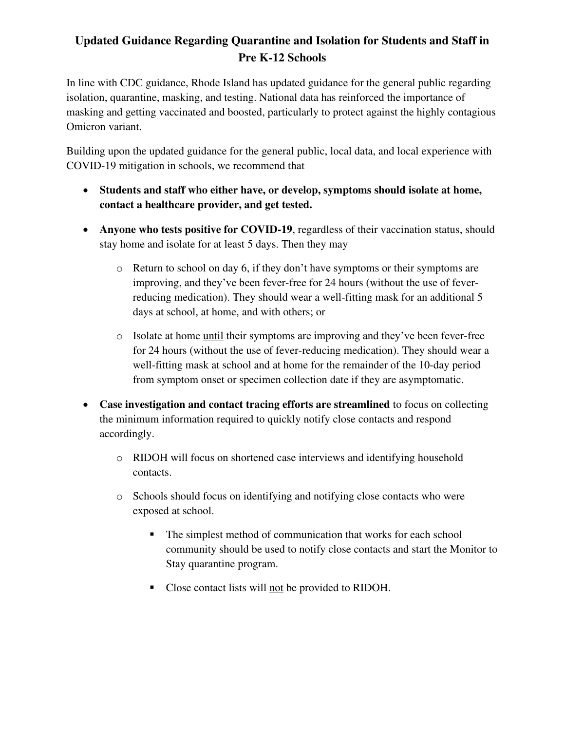# Updated Guidance Regarding Quarantine and Isolation for Students and Staff in Pre K-12 Schools

In line with CDC guidance, Rhode Island has updated guidance for the general public regarding isolation, quarantine, masking, and testing. National data has reinforced the importance of masking and getting vaccinated and boosted, particularly to protect against the highly contagious Omicron variant.

Building upon the updated guidance for the general public, local data, and local experience with COVID-19 mitigation in schools, we recommend that

- **Students and staff who either have, or develop, symptoms should isolate at home, contact a healthcare provider, and get tested.**
- **Anyone who tests positive for COVID-19**, regardless of their vaccination status, should stay home and isolate for at least 5 days. Then they may
  - Return to school on day 6, if they don't have symptoms or their symptoms are improving, and they've been fever-free for 24 hours (without the use of fever-reducing medication). They should wear a well-fitting mask for an additional 5 days at school, at home, and with others; or
  - Isolate at home <u>until</u> their symptoms are improving and they've been fever-free for 24 hours (without the use of fever-reducing medication). They should wear a well-fitting mask at school and at home for the remainder of the 10-day period from symptom onset or specimen collection date if they are asymptomatic.
- **Case investigation and contact tracing efforts are streamlined** to focus on collecting the minimum information required to quickly notify close contacts and respond accordingly.
  - RIDOH will focus on shortened case interviews and identifying household contacts.
  - Schools should focus on identifying and notifying close contacts who were exposed at school.
    - The simplest method of communication that works for each school community should be used to notify close contacts and start the Monitor to Stay quarantine program.
    - Close contact lists will <u>not</u> be provided to RIDOH.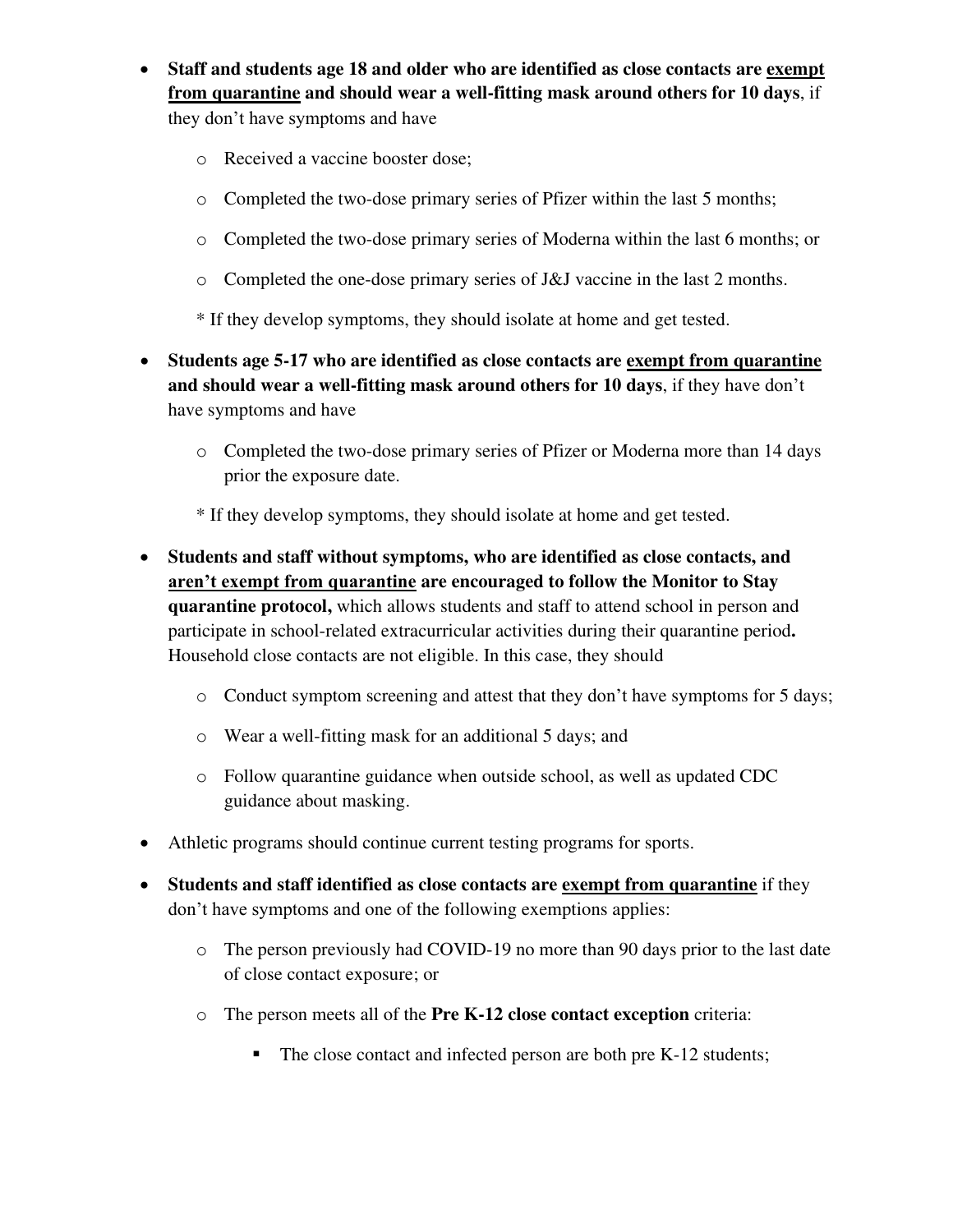- **Staff and students age 18 and older who are identified as close contacts are <u>exempt from quarantine</u> and should wear a well-fitting mask around others for 10 days**, if they don't have symptoms and have
  - Received a vaccine booster dose;
  - Completed the two-dose primary series of Pfizer within the last 5 months;
  - Completed the two-dose primary series of Moderna within the last 6 months; or
  - Completed the one-dose primary series of J&J vaccine in the last 2 months.

  * If they develop symptoms, they should isolate at home and get tested.

- **Students age 5-17 who are identified as close contacts are <u>exempt from quarantine</u> and should wear a well-fitting mask around others for 10 days**, if they have don't have symptoms and have
  - Completed the two-dose primary series of Pfizer or Moderna more than 14 days prior the exposure date.

  * If they develop symptoms, they should isolate at home and get tested.

- **Students and staff without symptoms, who are identified as close contacts, and <u>aren't exempt from quarantine</u> are encouraged to follow the Monitor to Stay quarantine protocol,** which allows students and staff to attend school in person and participate in school-related extracurricular activities during their quarantine period**.** Household close contacts are not eligible. In this case, they should
  - Conduct symptom screening and attest that they don't have symptoms for 5 days;
  - Wear a well-fitting mask for an additional 5 days; and
  - Follow quarantine guidance when outside school, as well as updated CDC guidance about masking.

- Athletic programs should continue current testing programs for sports.

- **Students and staff identified as close contacts are <u>exempt from quarantine</u>** if they don't have symptoms and one of the following exemptions applies:
  - The person previously had COVID-19 no more than 90 days prior to the last date of close contact exposure; or
  - The person meets all of the **Pre K-12 close contact exception** criteria:
    - The close contact and infected person are both pre K-12 students;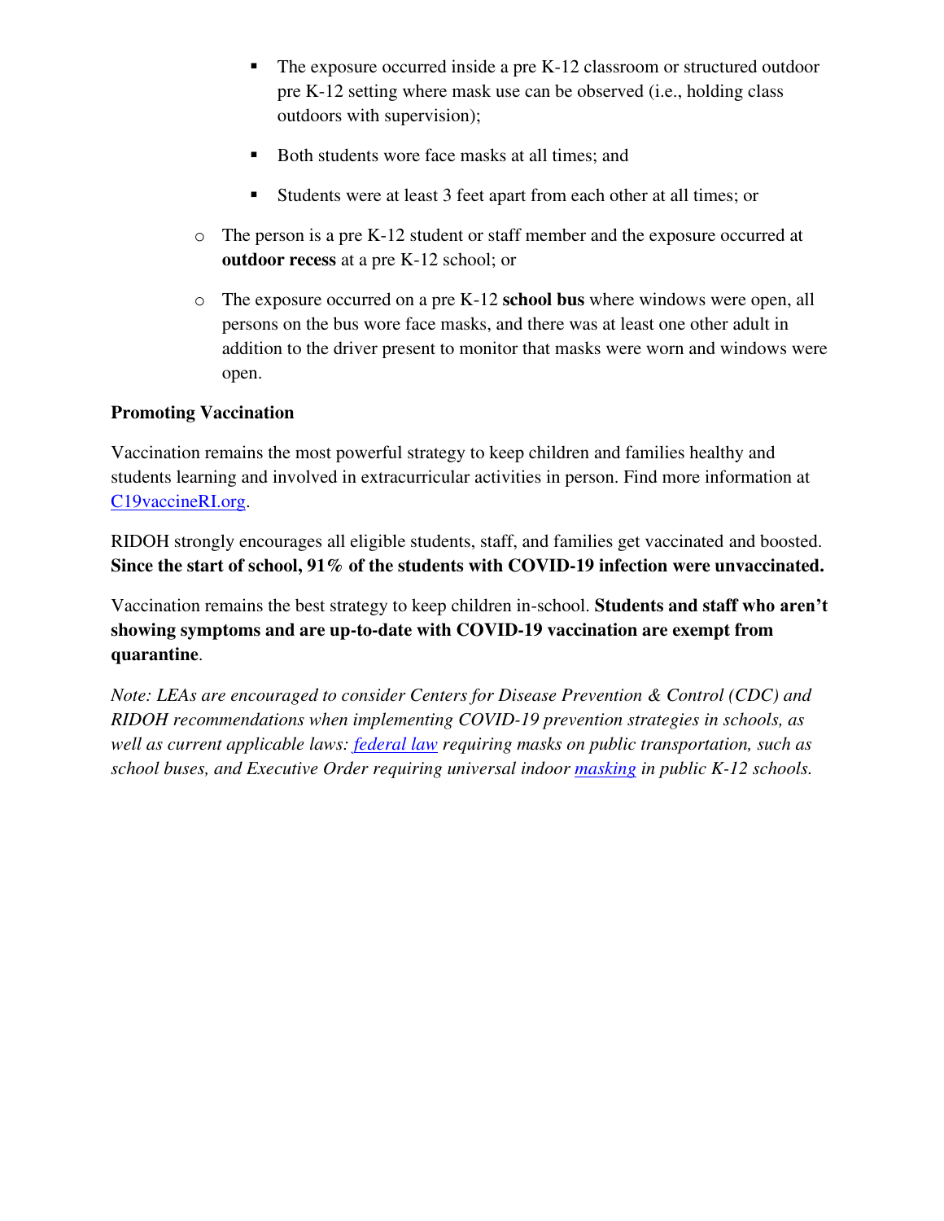- The exposure occurred inside a pre K-12 classroom or structured outdoor pre K-12 setting where mask use can be observed (i.e., holding class outdoors with supervision);
        - Both students wore face masks at all times; and
        - Students were at least 3 feet apart from each other at all times; or
    - The person is a pre K-12 student or staff member and the exposure occurred at **outdoor recess** at a pre K-12 school; or
    - The exposure occurred on a pre K-12 **school bus** where windows were open, all persons on the bus wore face masks, and there was at least one other adult in addition to the driver present to monitor that masks were worn and windows were open.

**Promoting Vaccination**

Vaccination remains the most powerful strategy to keep children and families healthy and students learning and involved in extracurricular activities in person. Find more information at [C19vaccineRI.org](C19vaccineRI.org).

RIDOH strongly encourages all eligible students, staff, and families get vaccinated and boosted. **Since the start of school, 91% of the students with COVID-19 infection were unvaccinated.**

Vaccination remains the best strategy to keep children in-school. **Students and staff who aren't showing symptoms and are up-to-date with COVID-19 vaccination are exempt from quarantine**.

*Note: LEAs are encouraged to consider Centers for Disease Prevention & Control (CDC) and RIDOH recommendations when implementing COVID-19 prevention strategies in schools, as well as current applicable laws: federal law requiring masks on public transportation, such as school buses, and Executive Order requiring universal indoor masking in public K-12 schools.*